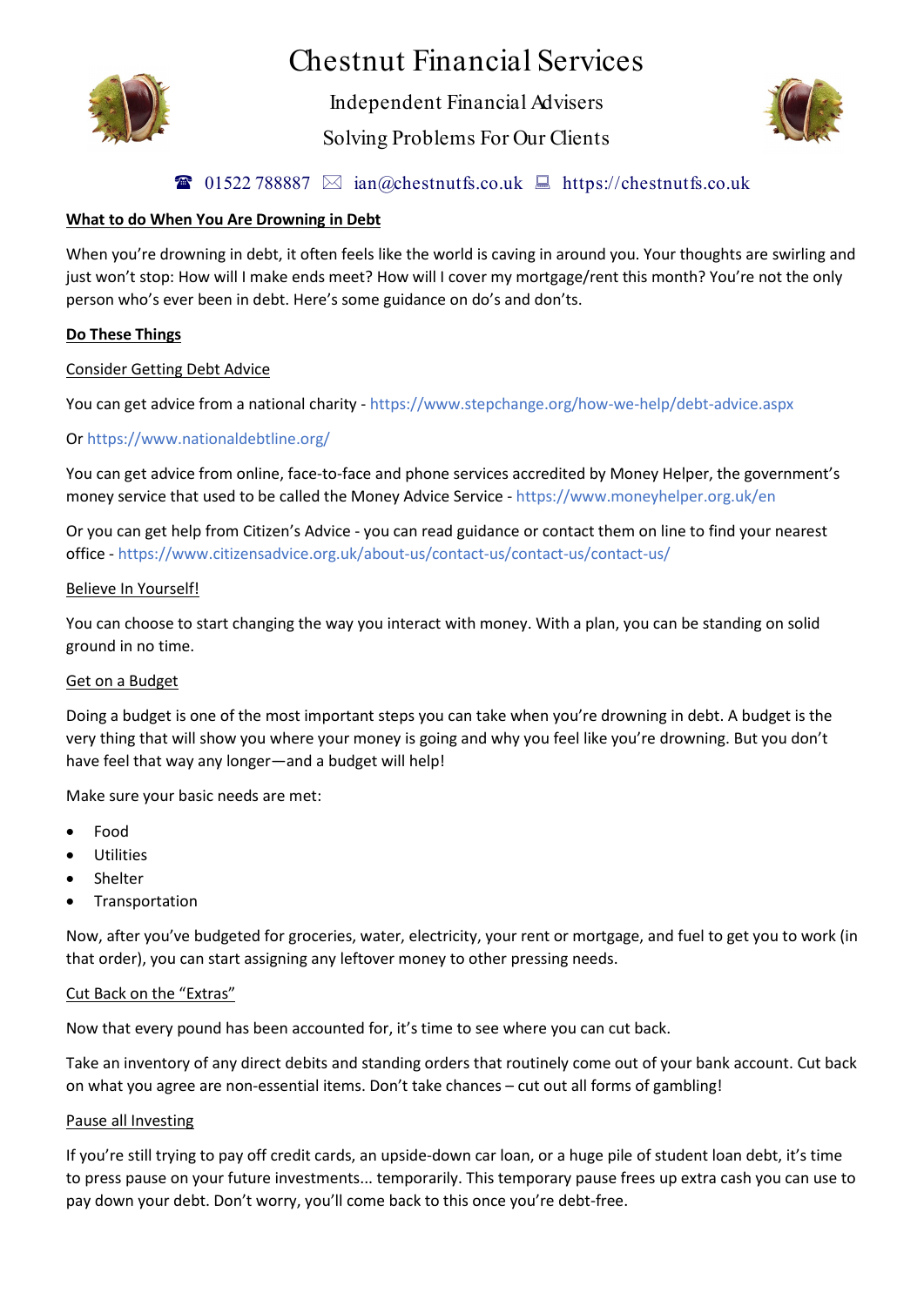# Chestnut Financial Services

Independent Financial Advisers

Solving Problems For Our Clients

☎ 01522 788887 ✉ ian@chestnutfs.co.uk 💻 https://chestnutfs.co.uk

## What to do When You Are Drowning in Debt

When you're drowning in debt, it often feels like the world is caving in around you. Your thoughts are swirling and just won't stop: How will I make ends meet? How will I cover my mortgage/rent this month? You're not the only person who's ever been in debt. Here's some guidance on do's and don'ts.

### Do These Things

#### Consider Getting Debt Advice

You can get advice from a national charity - https://www.stepchange.org/how-we-help/debt-advice.aspx

Or https://www.nationaldebtline.org/

You can get advice from online, face-to-face and phone services accredited by Money Helper, the government's money service that used to be called the Money Advice Service - https://www.moneyhelper.org.uk/en

Or you can get help from Citizen's Advice - you can read guidance or contact them on line to find your nearest office - https://www.citizensadvice.org.uk/about-us/contact-us/contact-us/

#### Believe In Yourself!

You can choose to start changing the way you interact with money. With a plan, you can be standing on solid ground in no time.

#### Get on a Budget

Doing a budget is one of the most important steps you can take when you're drowning in debt. A budget is the very thing that will show you where your money is going and why you feel like you're drowning. But you don't have feel that way any longer—and a budget will help!

Make sure your basic needs are met:

- Food
- Utilities
- Shelter
- Transportation

Now, after you've budgeted for groceries, water, electricity, your rent or mortgage, and fuel to get you to work (in that order), you can start assigning any leftover money to other pressing needs.

#### Cut Back on the "Extras"

Now that every pound has been accounted for, it's time to see where you can cut back.

Take an inventory of any direct debits and standing orders that routinely come out of your bank account. Cut back on what you agree are non-essential items. Don't take chances – cut out all forms of gambling!

#### Pause all Investing

If you're still trying to pay off credit cards, an upside-down car loan, or a huge pile of student loan debt, it's time to press pause on your future investments... temporarily. This temporary pause frees up extra cash you can use to pay down your debt. Don't worry, you'll come back to this once you're debt-free.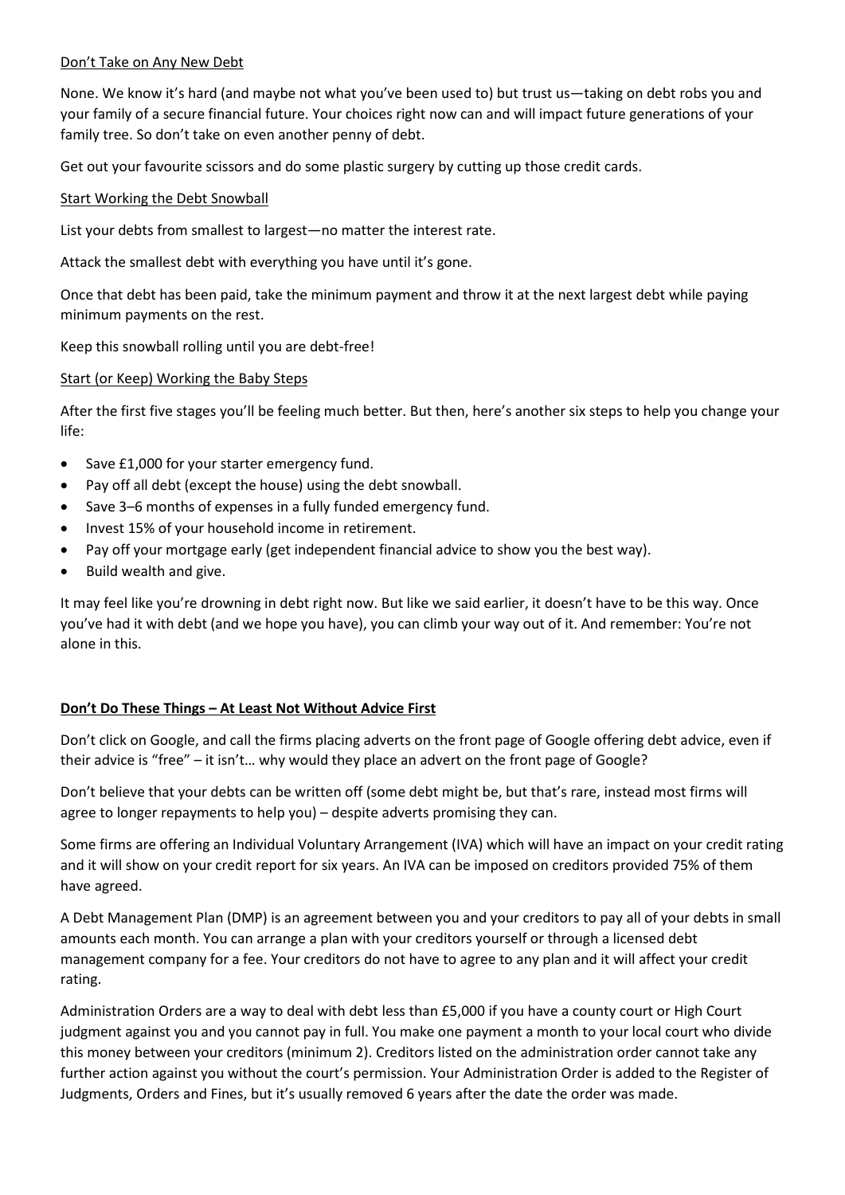<u>Don't Take on Any New Debt</u>

None. We know it's hard (and maybe not what you've been used to) but trust us—taking on debt robs you and your family of a secure financial future. Your choices right now can and will impact future generations of your family tree. So don't take on even another penny of debt.

Get out your favourite scissors and do some plastic surgery by cutting up those credit cards.

<u>Start Working the Debt Snowball</u>

List your debts from smallest to largest—no matter the interest rate.

Attack the smallest debt with everything you have until it's gone.

Once that debt has been paid, take the minimum payment and throw it at the next largest debt while paying minimum payments on the rest.

Keep this snowball rolling until you are debt-free!

<u>Start (or Keep) Working the Baby Steps</u>

After the first five stages you'll be feeling much better. But then, here's another six steps to help you change your life:

- Save £1,000 for your starter emergency fund.
- Pay off all debt (except the house) using the debt snowball.
- Save 3–6 months of expenses in a fully funded emergency fund.
- Invest 15% of your household income in retirement.
- Pay off your mortgage early (get independent financial advice to show you the best way).
- Build wealth and give.

It may feel like you're drowning in debt right now. But like we said earlier, it doesn't have to be this way. Once you've had it with debt (and we hope you have), you can climb your way out of it. And remember: You're not alone in this.

**<u>Don't Do These Things – At Least Not Without Advice First</u>**

Don't click on Google, and call the firms placing adverts on the front page of Google offering debt advice, even if their advice is "free" – it isn't… why would they place an advert on the front page of Google?

Don't believe that your debts can be written off (some debt might be, but that's rare, instead most firms will agree to longer repayments to help you) – despite adverts promising they can.

Some firms are offering an Individual Voluntary Arrangement (IVA) which will have an impact on your credit rating and it will show on your credit report for six years. An IVA can be imposed on creditors provided 75% of them have agreed.

A Debt Management Plan (DMP) is an agreement between you and your creditors to pay all of your debts in small amounts each month. You can arrange a plan with your creditors yourself or through a licensed debt management company for a fee. Your creditors do not have to agree to any plan and it will affect your credit rating.

Administration Orders are a way to deal with debt less than £5,000 if you have a county court or High Court judgment against you and you cannot pay in full. You make one payment a month to your local court who divide this money between your creditors (minimum 2). Creditors listed on the administration order cannot take any further action against you without the court's permission. Your Administration Order is added to the Register of Judgments, Orders and Fines, but it's usually removed 6 years after the date the order was made.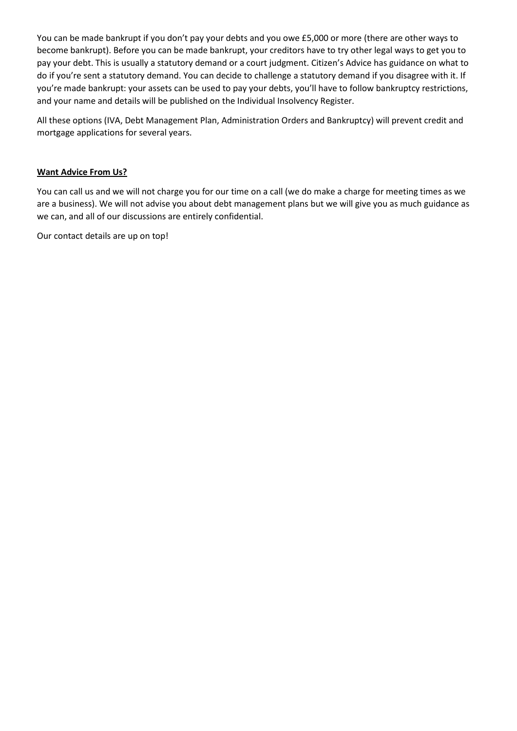You can be made bankrupt if you don't pay your debts and you owe £5,000 or more (there are other ways to become bankrupt). Before you can be made bankrupt, your creditors have to try other legal ways to get you to pay your debt. This is usually a statutory demand or a court judgment. Citizen's Advice has guidance on what to do if you're sent a statutory demand. You can decide to challenge a statutory demand if you disagree with it. If you're made bankrupt: your assets can be used to pay your debts, you'll have to follow bankruptcy restrictions, and your name and details will be published on the Individual Insolvency Register.

All these options (IVA, Debt Management Plan, Administration Orders and Bankruptcy) will prevent credit and mortgage applications for several years.

**Want Advice From Us?**

You can call us and we will not charge you for our time on a call (we do make a charge for meeting times as we are a business). We will not advise you about debt management plans but we will give you as much guidance as we can, and all of our discussions are entirely confidential.

Our contact details are up on top!